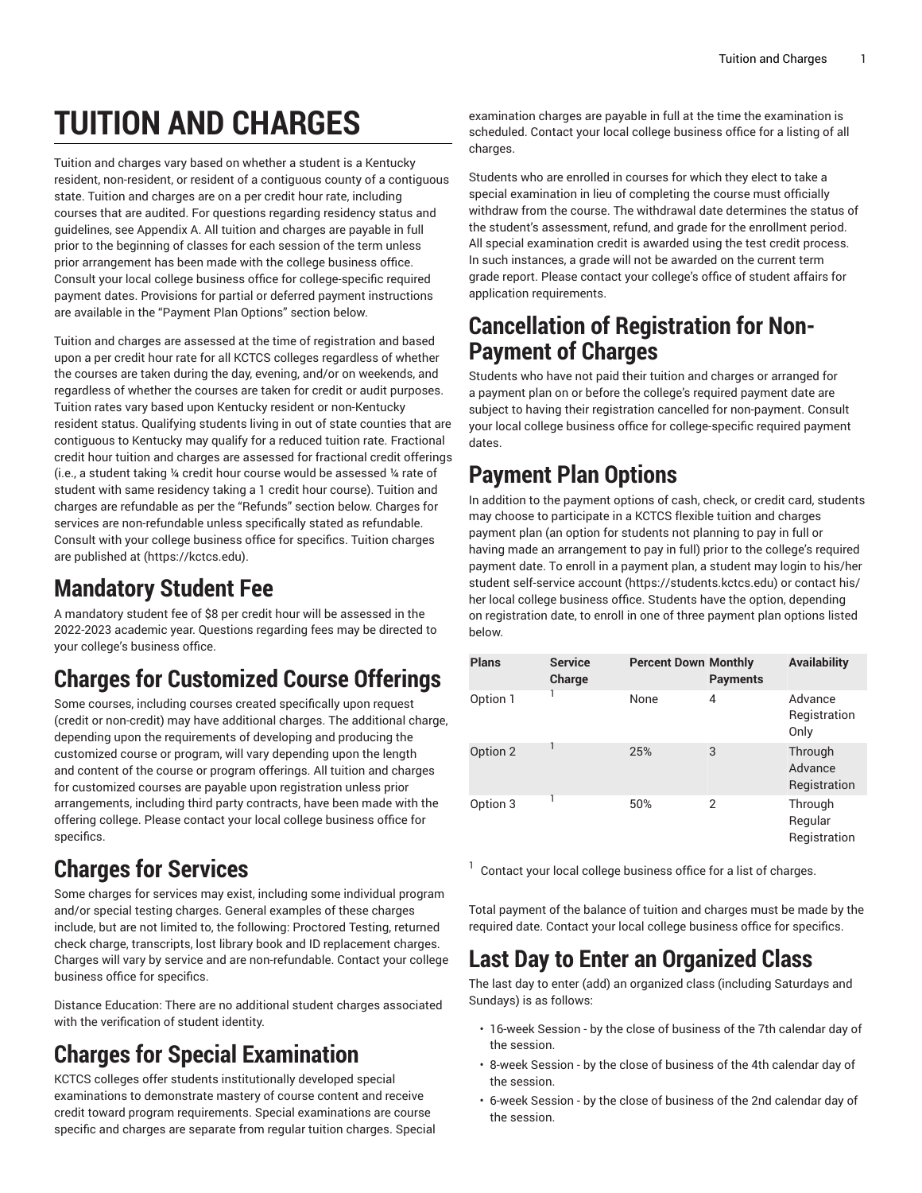# TUITION AND CHARGES

Tuition and charges vary based on whether a student is a Kentucky resident, non-resident, or resident of a contiguous county of a contiguous state. Tuition and charges are on a per credit hour rate, including courses that are audited. For questions regarding residency status and guidelines, see Appendix A. All tuition and charges are payable in full prior to the beginning of classes for each session of the term unless prior arrangement has been made with the college business office. Consult your local college business office for college-specific required payment dates. Provisions for partial or deferred payment instructions are available in the "Payment Plan Options" section below.

Tuition and charges are assessed at the time of registration and based upon a per credit hour rate for all KCTCS colleges regardless of whether the courses are taken during the day, evening, and/or on weekends, and regardless of whether the courses are taken for credit or audit purposes. Tuition rates vary based upon Kentucky resident or non-Kentucky resident status. Qualifying students living in out of state counties that are contiguous to Kentucky may qualify for a reduced tuition rate. Fractional credit hour tuition and charges are assessed for fractional credit offerings (i.e., a student taking ¼ credit hour course would be assessed ¼ rate of student with same residency taking a 1 credit hour course). Tuition and charges are refundable as per the "Refunds" section below. Charges for services are non-refundable unless specifically stated as refundable. Consult with your college business office for specifics. Tuition charges are published at (https://kctcs.edu).

## Mandatory Student Fee

A mandatory student fee of $8 per credit hour will be assessed in the 2022-2023 academic year. Questions regarding fees may be directed to your college's business office.

## Charges for Customized Course Offerings

Some courses, including courses created specifically upon request (credit or non-credit) may have additional charges. The additional charge, depending upon the requirements of developing and producing the customized course or program, will vary depending upon the length and content of the course or program offerings. All tuition and charges for customized courses are payable upon registration unless prior arrangements, including third party contracts, have been made with the offering college. Please contact your local college business office for specifics.

## Charges for Services

Some charges for services may exist, including some individual program and/or special testing charges. General examples of these charges include, but are not limited to, the following: Proctored Testing, returned check charge, transcripts, lost library book and ID replacement charges. Charges will vary by service and are non-refundable. Contact your college business office for specifics.

Distance Education: There are no additional student charges associated with the verification of student identity.

## Charges for Special Examination

KCTCS colleges offer students institutionally developed special examinations to demonstrate mastery of course content and receive credit toward program requirements. Special examinations are course specific and charges are separate from regular tuition charges. Special examination charges are payable in full at the time the examination is scheduled. Contact your local college business office for a listing of all charges.

Students who are enrolled in courses for which they elect to take a special examination in lieu of completing the course must officially withdraw from the course. The withdrawal date determines the status of the student's assessment, refund, and grade for the enrollment period. All special examination credit is awarded using the test credit process. In such instances, a grade will not be awarded on the current term grade report. Please contact your college's office of student affairs for application requirements.

## Cancellation of Registration for Non-Payment of Charges

Students who have not paid their tuition and charges or arranged for a payment plan on or before the college's required payment date are subject to having their registration cancelled for non-payment. Consult your local college business office for college-specific required payment dates.

## Payment Plan Options

In addition to the payment options of cash, check, or credit card, students may choose to participate in a KCTCS flexible tuition and charges payment plan (an option for students not planning to pay in full or having made an arrangement to pay in full) prior to the college's required payment date. To enroll in a payment plan, a student may login to his/her student self-service account (https://students.kctcs.edu) or contact his/her local college business office. Students have the option, depending on registration date, to enroll in one of three payment plan options listed below.

| Plans | Service Charge | Percent Down | Monthly Payments | Availability |
|---|---|---|---|---|
| Option 1 | [1] | None | 4 | Advance Registration Only |
| Option 2 | [1] | 25% | 3 | Through Advance Registration |
| Option 3 | [1] | 50% | 2 | Through Regular Registration |

[1] Contact your local college business office for a list of charges.

Total payment of the balance of tuition and charges must be made by the required date. Contact your local college business office for specifics.

## Last Day to Enter an Organized Class

The last day to enter (add) an organized class (including Saturdays and Sundays) is as follows:

- 16-week Session - by the close of business of the 7th calendar day of the session.
- 8-week Session - by the close of business of the 4th calendar day of the session.
- 6-week Session - by the close of business of the 2nd calendar day of the session.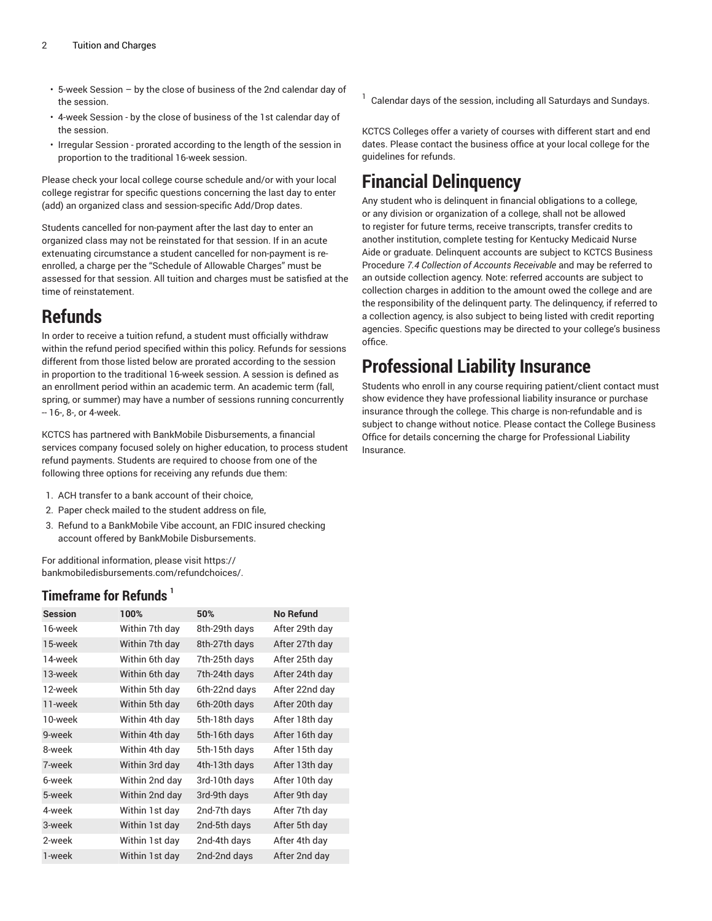- 5-week Session – by the close of business of the 2nd calendar day of the session.
- 4-week Session - by the close of business of the 1st calendar day of the session.
- Irregular Session - prorated according to the length of the session in proportion to the traditional 16-week session.

Please check your local college course schedule and/or with your local college registrar for specific questions concerning the last day to enter (add) an organized class and session-specific Add/Drop dates.

Students cancelled for non-payment after the last day to enter an organized class may not be reinstated for that session. If in an acute extenuating circumstance a student cancelled for non-payment is re-enrolled, a charge per the "Schedule of Allowable Charges" must be assessed for that session. All tuition and charges must be satisfied at the time of reinstatement.

# Refunds

In order to receive a tuition refund, a student must officially withdraw within the refund period specified within this policy. Refunds for sessions different from those listed below are prorated according to the session in proportion to the traditional 16-week session. A session is defined as an enrollment period within an academic term. An academic term (fall, spring, or summer) may have a number of sessions running concurrently -- 16-, 8-, or 4-week.

KCTCS has partnered with BankMobile Disbursements, a financial services company focused solely on higher education, to process student refund payments. Students are required to choose from one of the following three options for receiving any refunds due them:

1. ACH transfer to a bank account of their choice,
2. Paper check mailed to the student address on file,
3. Refund to a BankMobile Vibe account, an FDIC insured checking account offered by BankMobile Disbursements.

For additional information, please visit https://bankmobiledisbursements.com/refundchoices/.

## Timeframe for Refunds [1]

| Session | 100% | 50% | No Refund |
|---|---|---|---|
| 16-week | Within 7th day | 8th-29th days | After 29th day |
| 15-week | Within 7th day | 8th-27th days | After 27th day |
| 14-week | Within 6th day | 7th-25th days | After 25th day |
| 13-week | Within 6th day | 7th-24th days | After 24th day |
| 12-week | Within 5th day | 6th-22nd days | After 22nd day |
| 11-week | Within 5th day | 6th-20th days | After 20th day |
| 10-week | Within 4th day | 5th-18th days | After 18th day |
| 9-week | Within 4th day | 5th-16th days | After 16th day |
| 8-week | Within 4th day | 5th-15th days | After 15th day |
| 7-week | Within 3rd day | 4th-13th days | After 13th day |
| 6-week | Within 2nd day | 3rd-10th days | After 10th day |
| 5-week | Within 2nd day | 3rd-9th days | After 9th day |
| 4-week | Within 1st day | 2nd-7th days | After 7th day |
| 3-week | Within 1st day | 2nd-5th days | After 5th day |
| 2-week | Within 1st day | 2nd-4th days | After 4th day |
| 1-week | Within 1st day | 2nd-2nd days | After 2nd day |

[1] Calendar days of the session, including all Saturdays and Sundays.

KCTCS Colleges offer a variety of courses with different start and end dates. Please contact the business office at your local college for the guidelines for refunds.

# Financial Delinquency

Any student who is delinquent in financial obligations to a college, or any division or organization of a college, shall not be allowed to register for future terms, receive transcripts, transfer credits to another institution, complete testing for Kentucky Medicaid Nurse Aide or graduate. Delinquent accounts are subject to KCTCS Business Procedure *7.4 Collection of Accounts Receivable* and may be referred to an outside collection agency. Note: referred accounts are subject to collection charges in addition to the amount owed the college and are the responsibility of the delinquent party. The delinquency, if referred to a collection agency, is also subject to being listed with credit reporting agencies. Specific questions may be directed to your college's business office.

# Professional Liability Insurance

Students who enroll in any course requiring patient/client contact must show evidence they have professional liability insurance or purchase insurance through the college. This charge is non-refundable and is subject to change without notice. Please contact the College Business Office for details concerning the charge for Professional Liability Insurance.